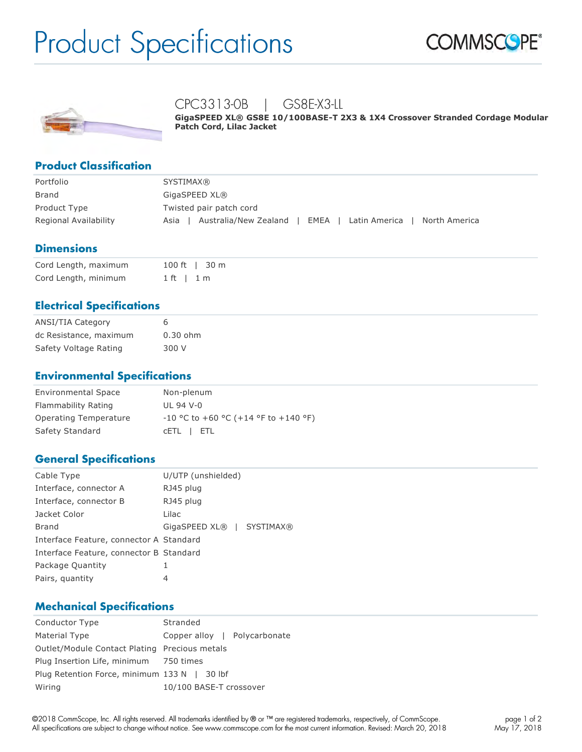# Product Specifications

## CPC3313-0B | GS8E-X3-LL

**GigaSPEED XL® GS8E 10/100BASE-T 2X3 & 1X4 Crossover Stranded Cordage Modular Patch Cord, Lilac Jacket**

### Product Classification

| | |
|---|---|
| Portfolio | SYSTIMAX® |
| Brand | GigaSPEED XL® |
| Product Type | Twisted pair patch cord |
| Regional Availability | Asia \| Australia/New Zealand \| EMEA \| Latin America \| North America |

### Dimensions

| | |
|---|---|
| Cord Length, maximum | 100 ft \| 30 m |
| Cord Length, minimum | 1 ft \| 1 m |

### Electrical Specifications

| | |
|---|---|
| ANSI/TIA Category | 6 |
| dc Resistance, maximum | 0.30 ohm |
| Safety Voltage Rating | 300 V |

### Environmental Specifications

| | |
|---|---|
| Environmental Space | Non-plenum |
| Flammability Rating | UL 94 V-0 |
| Operating Temperature | -10 °C to +60 °C (+14 °F to +140 °F) |
| Safety Standard | cETL \| ETL |

### General Specifications

| | |
|---|---|
| Cable Type | U/UTP (unshielded) |
| Interface, connector A | RJ45 plug |
| Interface, connector B | RJ45 plug |
| Jacket Color | Lilac |
| Brand | GigaSPEED XL® \| SYSTIMAX® |
| Interface Feature, connector A | Standard |
| Interface Feature, connector B | Standard |
| Package Quantity | 1 |
| Pairs, quantity | 4 |

### Mechanical Specifications

| | |
|---|---|
| Conductor Type | Stranded |
| Material Type | Copper alloy \| Polycarbonate |
| Outlet/Module Contact Plating | Precious metals |
| Plug Insertion Life, minimum | 750 times |
| Plug Retention Force, minimum | 133 N \| 30 lbf |
| Wiring | 10/100 BASE-T crossover |

©2018 CommScope, Inc. All rights reserved. All trademarks identified by ® or ™ are registered trademarks, respectively, of CommScope. All specifications are subject to change without notice. See www.commscope.com for the most current information. Revised: March 20, 2018

May 17, 2018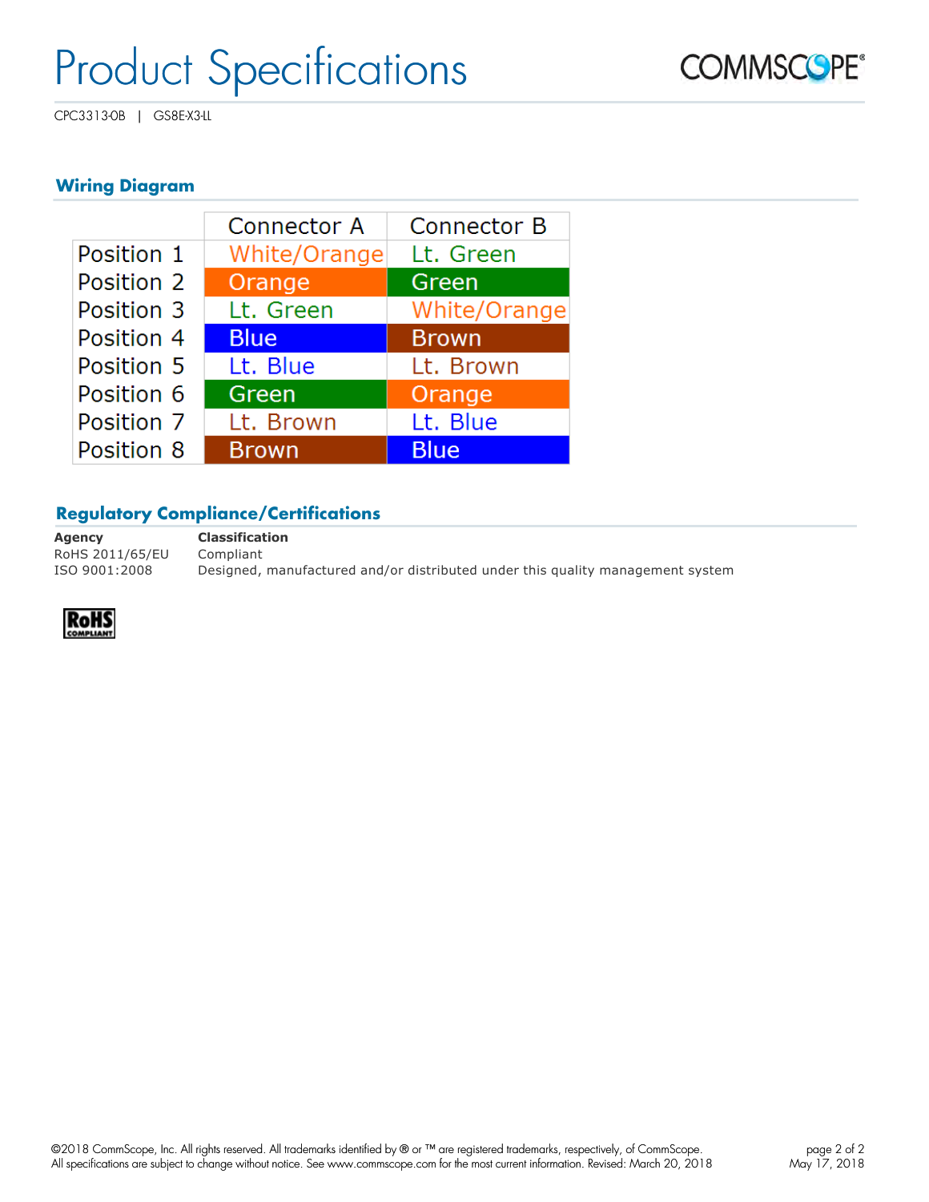# Product Specifications

CPC3313-0B | GS8E-X3-LL

## Wiring Diagram

| | Connector A | Connector B |
|---|---|---|
| Position 1 | White/Orange | Lt. Green |
| Position 2 | Orange | Green |
| Position 3 | Lt. Green | White/Orange |
| Position 4 | Blue | Brown |
| Position 5 | Lt. Blue | Lt. Brown |
| Position 6 | Green | Orange |
| Position 7 | Lt. Brown | Lt. Blue |
| Position 8 | Brown | Blue |

## Regulatory Compliance/Certifications

| Agency | Classification |
|---|---|
| RoHS 2011/65/EU | Compliant |
| ISO 9001:2008 | Designed, manufactured and/or distributed under this quality management system |

RoHS COMPLIANT

©2018 CommScope, Inc. All rights reserved. All trademarks identified by ® or ™ are registered trademarks, respectively, of CommScope.
All specifications are subject to change without notice. See www.commscope.com for the most current information. Revised: March 20, 2018

May 17, 2018